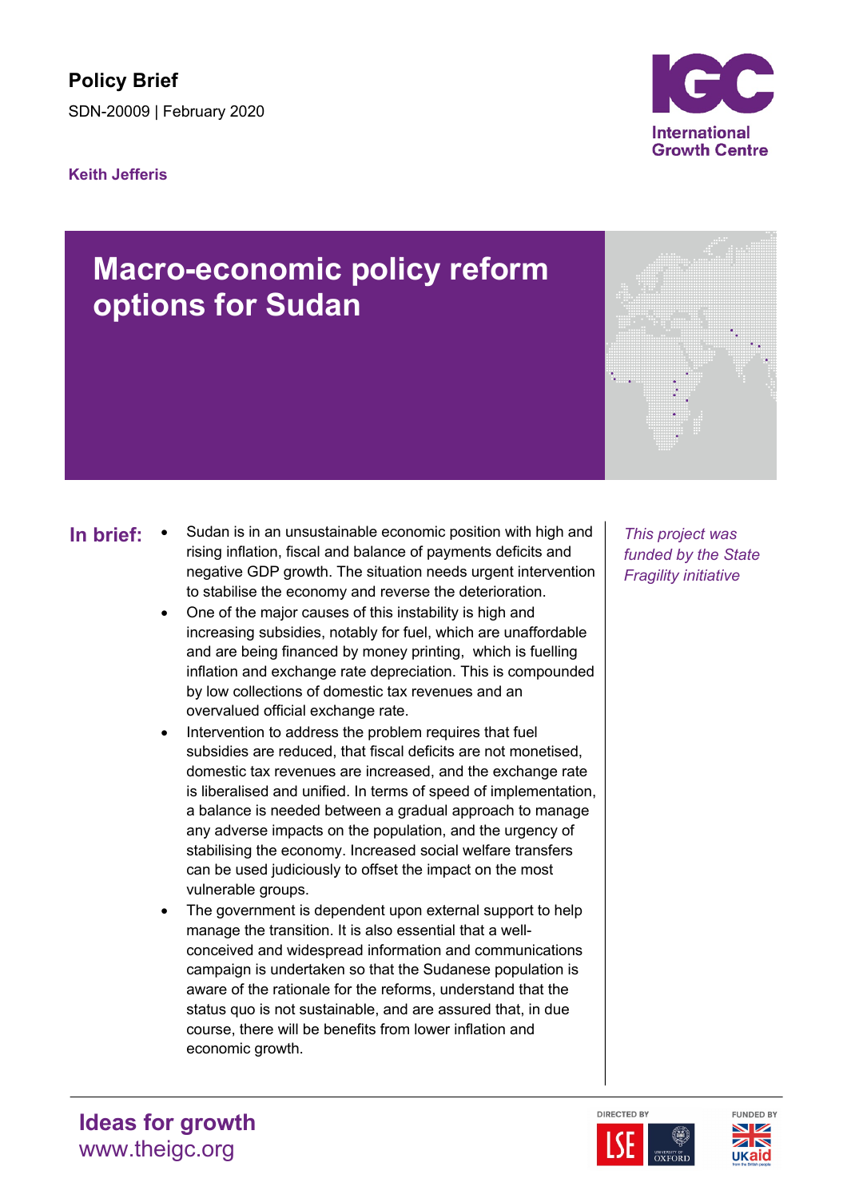**Policy Brief**

SDN-20009 | February 2020

**Keith Jefferis**

# Macro-economic policy reform options for Sudan

*This project was funded by the State Fragility initiative*

## In brief:

- Sudan is in an unsustainable economic position with high and rising inflation, fiscal and balance of payments deficits and negative GDP growth. The situation needs urgent intervention to stabilise the economy and reverse the deterioration.
- One of the major causes of this instability is high and increasing subsidies, notably for fuel, which are unaffordable and are being financed by money printing, which is fuelling inflation and exchange rate depreciation. This is compounded by low collections of domestic tax revenues and an overvalued official exchange rate.
- Intervention to address the problem requires that fuel subsidies are reduced, that fiscal deficits are not monetised, domestic tax revenues are increased, and the exchange rate is liberalised and unified. In terms of speed of implementation, a balance is needed between a gradual approach to manage any adverse impacts on the population, and the urgency of stabilising the economy. Increased social welfare transfers can be used judiciously to offset the impact on the most vulnerable groups.
- The government is dependent upon external support to help manage the transition. It is also essential that a well-conceived and widespread information and communications campaign is undertaken so that the Sudanese population is aware of the rationale for the reforms, understand that the status quo is not sustainable, and are assured that, in due course, there will be benefits from lower inflation and economic growth.

**Ideas for growth**
www.theigc.org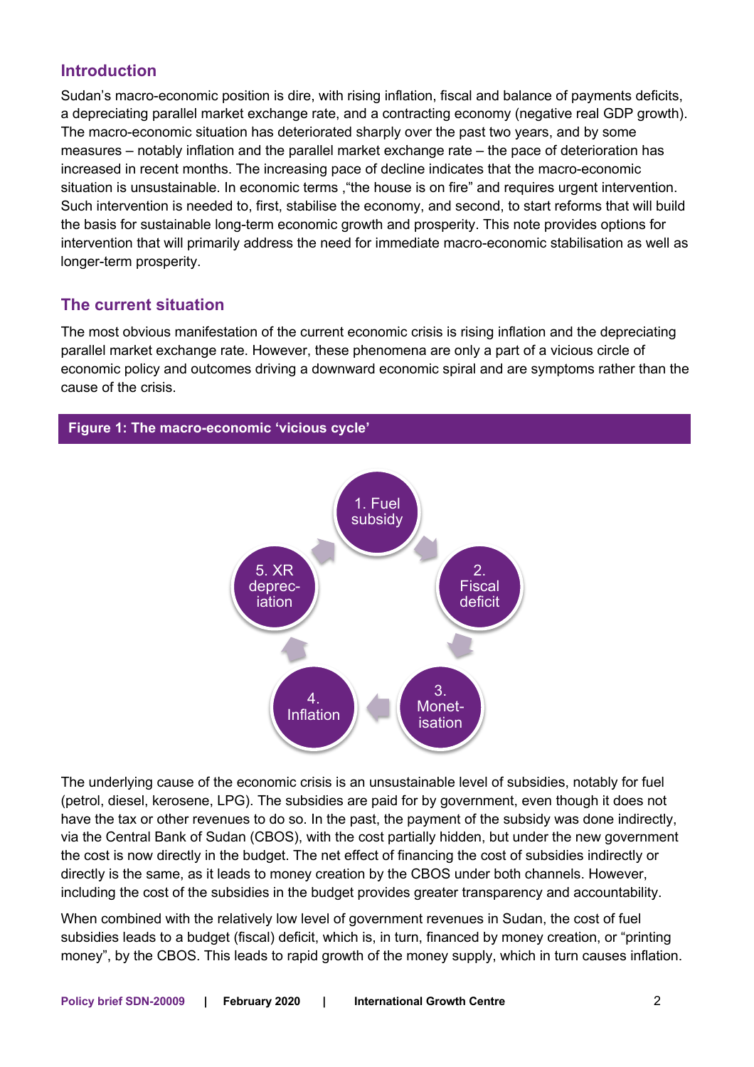## Introduction

Sudan's macro-economic position is dire, with rising inflation, fiscal and balance of payments deficits, a depreciating parallel market exchange rate, and a contracting economy (negative real GDP growth). The macro-economic situation has deteriorated sharply over the past two years, and by some measures – notably inflation and the parallel market exchange rate – the pace of deterioration has increased in recent months. The increasing pace of decline indicates that the macro-economic situation is unsustainable. In economic terms ,"the house is on fire" and requires urgent intervention. Such intervention is needed to, first, stabilise the economy, and second, to start reforms that will build the basis for sustainable long-term economic growth and prosperity. This note provides options for intervention that will primarily address the need for immediate macro-economic stabilisation as well as longer-term prosperity.

## The current situation

The most obvious manifestation of the current economic crisis is rising inflation and the depreciating parallel market exchange rate. However, these phenomena are only a part of a vicious circle of economic policy and outcomes driving a downward economic spiral and are symptoms rather than the cause of the crisis.

**Figure 1: The macro-economic 'vicious cycle'**

1. Fuel subsidy → 2. Fiscal deficit → 3. Monetisation → 4. Inflation → 5. XR depreciation → 1. Fuel subsidy

The underlying cause of the economic crisis is an unsustainable level of subsidies, notably for fuel (petrol, diesel, kerosene, LPG). The subsidies are paid for by government, even though it does not have the tax or other revenues to do so. In the past, the payment of the subsidy was done indirectly, via the Central Bank of Sudan (CBOS), with the cost partially hidden, but under the new government the cost is now directly in the budget. The net effect of financing the cost of subsidies indirectly or directly is the same, as it leads to money creation by the CBOS under both channels. However, including the cost of the subsidies in the budget provides greater transparency and accountability.

When combined with the relatively low level of government revenues in Sudan, the cost of fuel subsidies leads to a budget (fiscal) deficit, which is, in turn, financed by money creation, or "printing money", by the CBOS. This leads to rapid growth of the money supply, which in turn causes inflation.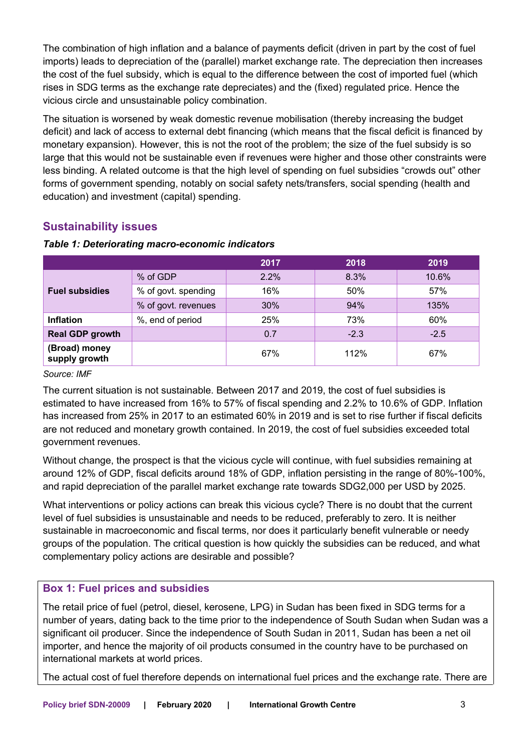The combination of high inflation and a balance of payments deficit (driven in part by the cost of fuel imports) leads to depreciation of the (parallel) market exchange rate. The depreciation then increases the cost of the fuel subsidy, which is equal to the difference between the cost of imported fuel (which rises in SDG terms as the exchange rate depreciates) and the (fixed) regulated price. Hence the vicious circle and unsustainable policy combination.

The situation is worsened by weak domestic revenue mobilisation (thereby increasing the budget deficit) and lack of access to external debt financing (which means that the fiscal deficit is financed by monetary expansion). However, this is not the root of the problem; the size of the fuel subsidy is so large that this would not be sustainable even if revenues were higher and those other constraints were less binding. A related outcome is that the high level of spending on fuel subsidies "crowds out" other forms of government spending, notably on social safety nets/transfers, social spending (health and education) and investment (capital) spending.

## Sustainability issues

***Table 1: Deteriorating macro-economic indicators***

| | | 2017 | 2018 | 2019 |
|---|---|---|---|---|
| **Fuel subsidies** | % of GDP | 2.2% | 8.3% | 10.6% |
| | % of govt. spending | 16% | 50% | 57% |
| | % of govt. revenues | 30% | 94% | 135% |
| **Inflation** | %, end of period | 25% | 73% | 60% |
| **Real GDP growth** | | 0.7 | -2.3 | -2.5 |
| **(Broad) money supply growth** | | 67% | 112% | 67% |

*Source: IMF*

The current situation is not sustainable. Between 2017 and 2019, the cost of fuel subsidies is estimated to have increased from 16% to 57% of fiscal spending and 2.2% to 10.6% of GDP. Inflation has increased from 25% in 2017 to an estimated 60% in 2019 and is set to rise further if fiscal deficits are not reduced and monetary growth contained. In 2019, the cost of fuel subsidies exceeded total government revenues.

Without change, the prospect is that the vicious cycle will continue, with fuel subsidies remaining at around 12% of GDP, fiscal deficits around 18% of GDP, inflation persisting in the range of 80%-100%, and rapid depreciation of the parallel market exchange rate towards SDG2,000 per USD by 2025.

What interventions or policy actions can break this vicious cycle? There is no doubt that the current level of fuel subsidies is unsustainable and needs to be reduced, preferably to zero. It is neither sustainable in macroeconomic and fiscal terms, nor does it particularly benefit vulnerable or needy groups of the population. The critical question is how quickly the subsidies can be reduced, and what complementary policy actions are desirable and possible?

### Box 1: Fuel prices and subsidies

The retail price of fuel (petrol, diesel, kerosene, LPG) in Sudan has been fixed in SDG terms for a number of years, dating back to the time prior to the independence of South Sudan when Sudan was a significant oil producer. Since the independence of South Sudan in 2011, Sudan has been a net oil importer, and hence the majority of oil products consumed in the country have to be purchased on international markets at world prices.

The actual cost of fuel therefore depends on international fuel prices and the exchange rate. There are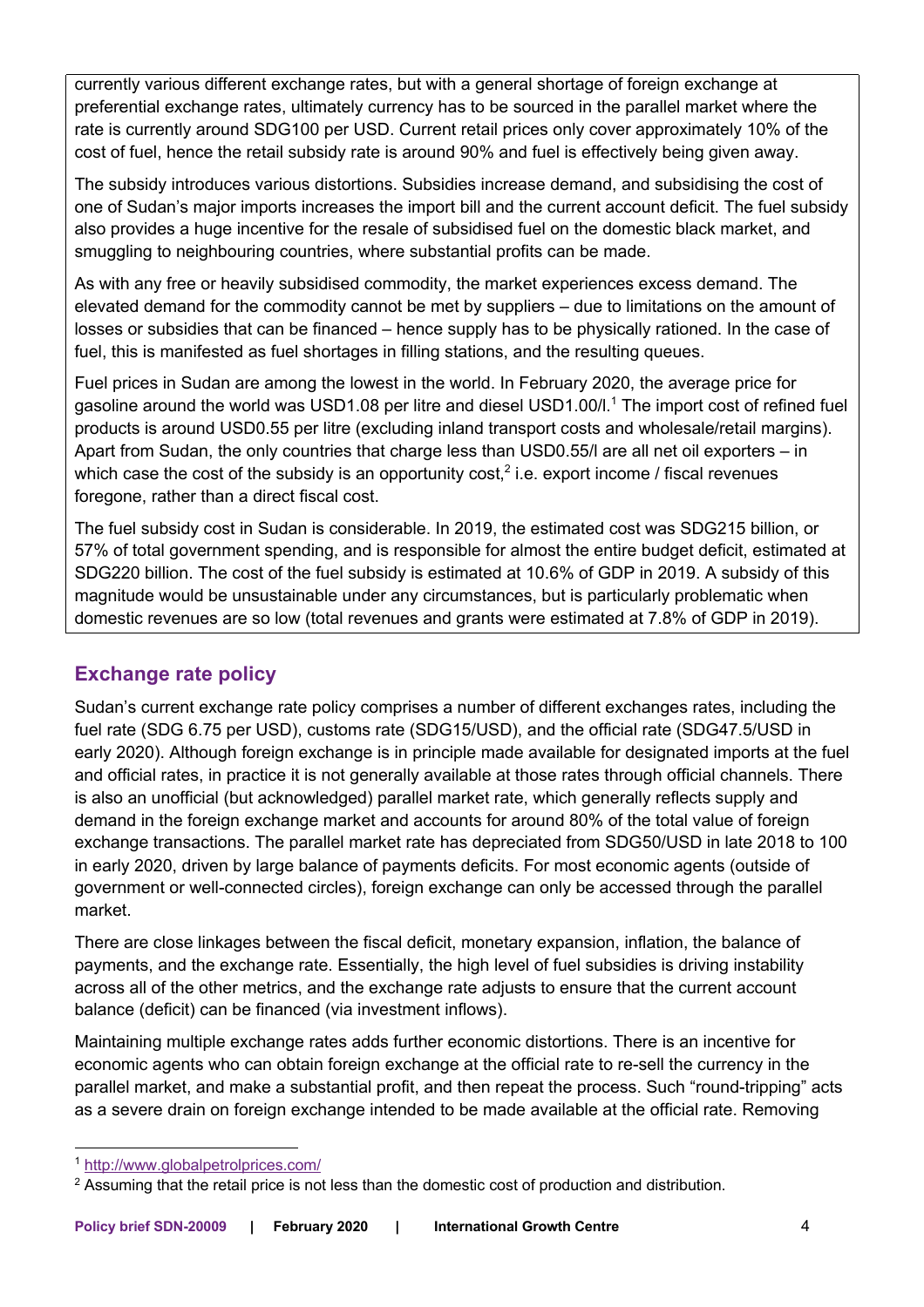currently various different exchange rates, but with a general shortage of foreign exchange at preferential exchange rates, ultimately currency has to be sourced in the parallel market where the rate is currently around SDG100 per USD. Current retail prices only cover approximately 10% of the cost of fuel, hence the retail subsidy rate is around 90% and fuel is effectively being given away.

The subsidy introduces various distortions. Subsidies increase demand, and subsidising the cost of one of Sudan's major imports increases the import bill and the current account deficit. The fuel subsidy also provides a huge incentive for the resale of subsidised fuel on the domestic black market, and smuggling to neighbouring countries, where substantial profits can be made.

As with any free or heavily subsidised commodity, the market experiences excess demand. The elevated demand for the commodity cannot be met by suppliers – due to limitations on the amount of losses or subsidies that can be financed – hence supply has to be physically rationed. In the case of fuel, this is manifested as fuel shortages in filling stations, and the resulting queues.

Fuel prices in Sudan are among the lowest in the world. In February 2020, the average price for gasoline around the world was USD1.08 per litre and diesel USD1.00/l.[1] The import cost of refined fuel products is around USD0.55 per litre (excluding inland transport costs and wholesale/retail margins). Apart from Sudan, the only countries that charge less than USD0.55/l are all net oil exporters – in which case the cost of the subsidy is an opportunity cost,[2] i.e. export income / fiscal revenues foregone, rather than a direct fiscal cost.

The fuel subsidy cost in Sudan is considerable. In 2019, the estimated cost was SDG215 billion, or 57% of total government spending, and is responsible for almost the entire budget deficit, estimated at SDG220 billion. The cost of the fuel subsidy is estimated at 10.6% of GDP in 2019. A subsidy of this magnitude would be unsustainable under any circumstances, but is particularly problematic when domestic revenues are so low (total revenues and grants were estimated at 7.8% of GDP in 2019).

## Exchange rate policy

Sudan's current exchange rate policy comprises a number of different exchanges rates, including the fuel rate (SDG 6.75 per USD), customs rate (SDG15/USD), and the official rate (SDG47.5/USD in early 2020). Although foreign exchange is in principle made available for designated imports at the fuel and official rates, in practice it is not generally available at those rates through official channels. There is also an unofficial (but acknowledged) parallel market rate, which generally reflects supply and demand in the foreign exchange market and accounts for around 80% of the total value of foreign exchange transactions. The parallel market rate has depreciated from SDG50/USD in late 2018 to 100 in early 2020, driven by large balance of payments deficits. For most economic agents (outside of government or well-connected circles), foreign exchange can only be accessed through the parallel market.

There are close linkages between the fiscal deficit, monetary expansion, inflation, the balance of payments, and the exchange rate. Essentially, the high level of fuel subsidies is driving instability across all of the other metrics, and the exchange rate adjusts to ensure that the current account balance (deficit) can be financed (via investment inflows).

Maintaining multiple exchange rates adds further economic distortions. There is an incentive for economic agents who can obtain foreign exchange at the official rate to re-sell the currency in the parallel market, and make a substantial profit, and then repeat the process. Such "round-tripping" acts as a severe drain on foreign exchange intended to be made available at the official rate. Removing

[1] http://www.globalpetrolprices.com/

[2] Assuming that the retail price is not less than the domestic cost of production and distribution.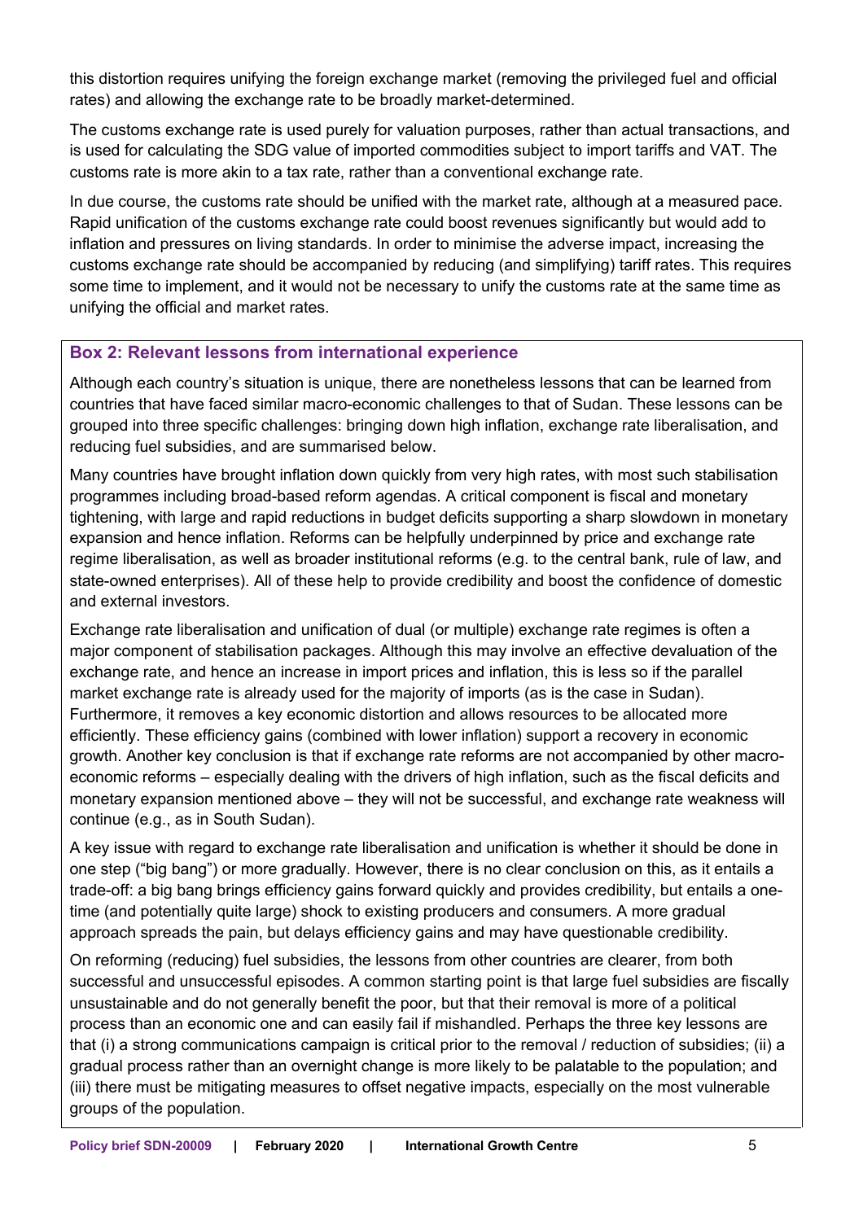this distortion requires unifying the foreign exchange market (removing the privileged fuel and official rates) and allowing the exchange rate to be broadly market-determined.

The customs exchange rate is used purely for valuation purposes, rather than actual transactions, and is used for calculating the SDG value of imported commodities subject to import tariffs and VAT. The customs rate is more akin to a tax rate, rather than a conventional exchange rate.

In due course, the customs rate should be unified with the market rate, although at a measured pace. Rapid unification of the customs exchange rate could boost revenues significantly but would add to inflation and pressures on living standards. In order to minimise the adverse impact, increasing the customs exchange rate should be accompanied by reducing (and simplifying) tariff rates. This requires some time to implement, and it would not be necessary to unify the customs rate at the same time as unifying the official and market rates.

### Box 2: Relevant lessons from international experience

Although each country's situation is unique, there are nonetheless lessons that can be learned from countries that have faced similar macro-economic challenges to that of Sudan. These lessons can be grouped into three specific challenges: bringing down high inflation, exchange rate liberalisation, and reducing fuel subsidies, and are summarised below.

Many countries have brought inflation down quickly from very high rates, with most such stabilisation programmes including broad-based reform agendas. A critical component is fiscal and monetary tightening, with large and rapid reductions in budget deficits supporting a sharp slowdown in monetary expansion and hence inflation. Reforms can be helpfully underpinned by price and exchange rate regime liberalisation, as well as broader institutional reforms (e.g. to the central bank, rule of law, and state-owned enterprises). All of these help to provide credibility and boost the confidence of domestic and external investors.

Exchange rate liberalisation and unification of dual (or multiple) exchange rate regimes is often a major component of stabilisation packages. Although this may involve an effective devaluation of the exchange rate, and hence an increase in import prices and inflation, this is less so if the parallel market exchange rate is already used for the majority of imports (as is the case in Sudan). Furthermore, it removes a key economic distortion and allows resources to be allocated more efficiently. These efficiency gains (combined with lower inflation) support a recovery in economic growth. Another key conclusion is that if exchange rate reforms are not accompanied by other macro-economic reforms – especially dealing with the drivers of high inflation, such as the fiscal deficits and monetary expansion mentioned above – they will not be successful, and exchange rate weakness will continue (e.g., as in South Sudan).

A key issue with regard to exchange rate liberalisation and unification is whether it should be done in one step ("big bang") or more gradually. However, there is no clear conclusion on this, as it entails a trade-off: a big bang brings efficiency gains forward quickly and provides credibility, but entails a one-time (and potentially quite large) shock to existing producers and consumers. A more gradual approach spreads the pain, but delays efficiency gains and may have questionable credibility.

On reforming (reducing) fuel subsidies, the lessons from other countries are clearer, from both successful and unsuccessful episodes. A common starting point is that large fuel subsidies are fiscally unsustainable and do not generally benefit the poor, but that their removal is more of a political process than an economic one and can easily fail if mishandled. Perhaps the three key lessons are that (i) a strong communications campaign is critical prior to the removal / reduction of subsidies; (ii) a gradual process rather than an overnight change is more likely to be palatable to the population; and (iii) there must be mitigating measures to offset negative impacts, especially on the most vulnerable groups of the population.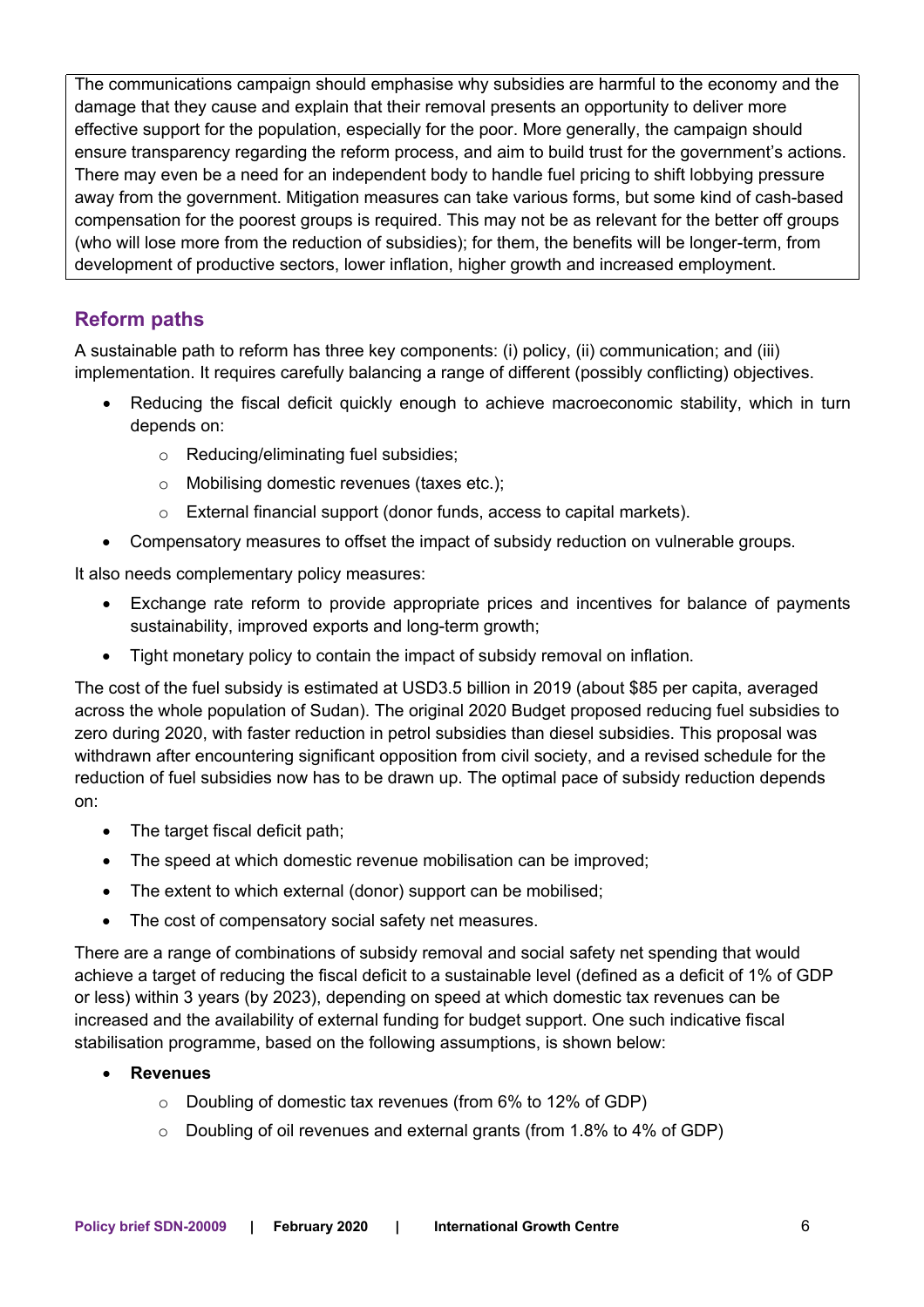The communications campaign should emphasise why subsidies are harmful to the economy and the damage that they cause and explain that their removal presents an opportunity to deliver more effective support for the population, especially for the poor. More generally, the campaign should ensure transparency regarding the reform process, and aim to build trust for the government's actions. There may even be a need for an independent body to handle fuel pricing to shift lobbying pressure away from the government. Mitigation measures can take various forms, but some kind of cash-based compensation for the poorest groups is required. This may not be as relevant for the better off groups (who will lose more from the reduction of subsidies); for them, the benefits will be longer-term, from development of productive sectors, lower inflation, higher growth and increased employment.

## Reform paths

A sustainable path to reform has three key components: (i) policy, (ii) communication; and (iii) implementation. It requires carefully balancing a range of different (possibly conflicting) objectives.

- Reducing the fiscal deficit quickly enough to achieve macroeconomic stability, which in turn depends on:
  - Reducing/eliminating fuel subsidies;
  - Mobilising domestic revenues (taxes etc.);
  - External financial support (donor funds, access to capital markets).
- Compensatory measures to offset the impact of subsidy reduction on vulnerable groups.

It also needs complementary policy measures:

- Exchange rate reform to provide appropriate prices and incentives for balance of payments sustainability, improved exports and long-term growth;
- Tight monetary policy to contain the impact of subsidy removal on inflation.

The cost of the fuel subsidy is estimated at USD3.5 billion in 2019 (about $85 per capita, averaged across the whole population of Sudan). The original 2020 Budget proposed reducing fuel subsidies to zero during 2020, with faster reduction in petrol subsidies than diesel subsidies. This proposal was withdrawn after encountering significant opposition from civil society, and a revised schedule for the reduction of fuel subsidies now has to be drawn up. The optimal pace of subsidy reduction depends on:

- The target fiscal deficit path;
- The speed at which domestic revenue mobilisation can be improved;
- The extent to which external (donor) support can be mobilised;
- The cost of compensatory social safety net measures.

There are a range of combinations of subsidy removal and social safety net spending that would achieve a target of reducing the fiscal deficit to a sustainable level (defined as a deficit of 1% of GDP or less) within 3 years (by 2023), depending on speed at which domestic tax revenues can be increased and the availability of external funding for budget support. One such indicative fiscal stabilisation programme, based on the following assumptions, is shown below:

- **Revenues**
  - Doubling of domestic tax revenues (from 6% to 12% of GDP)
  - Doubling of oil revenues and external grants (from 1.8% to 4% of GDP)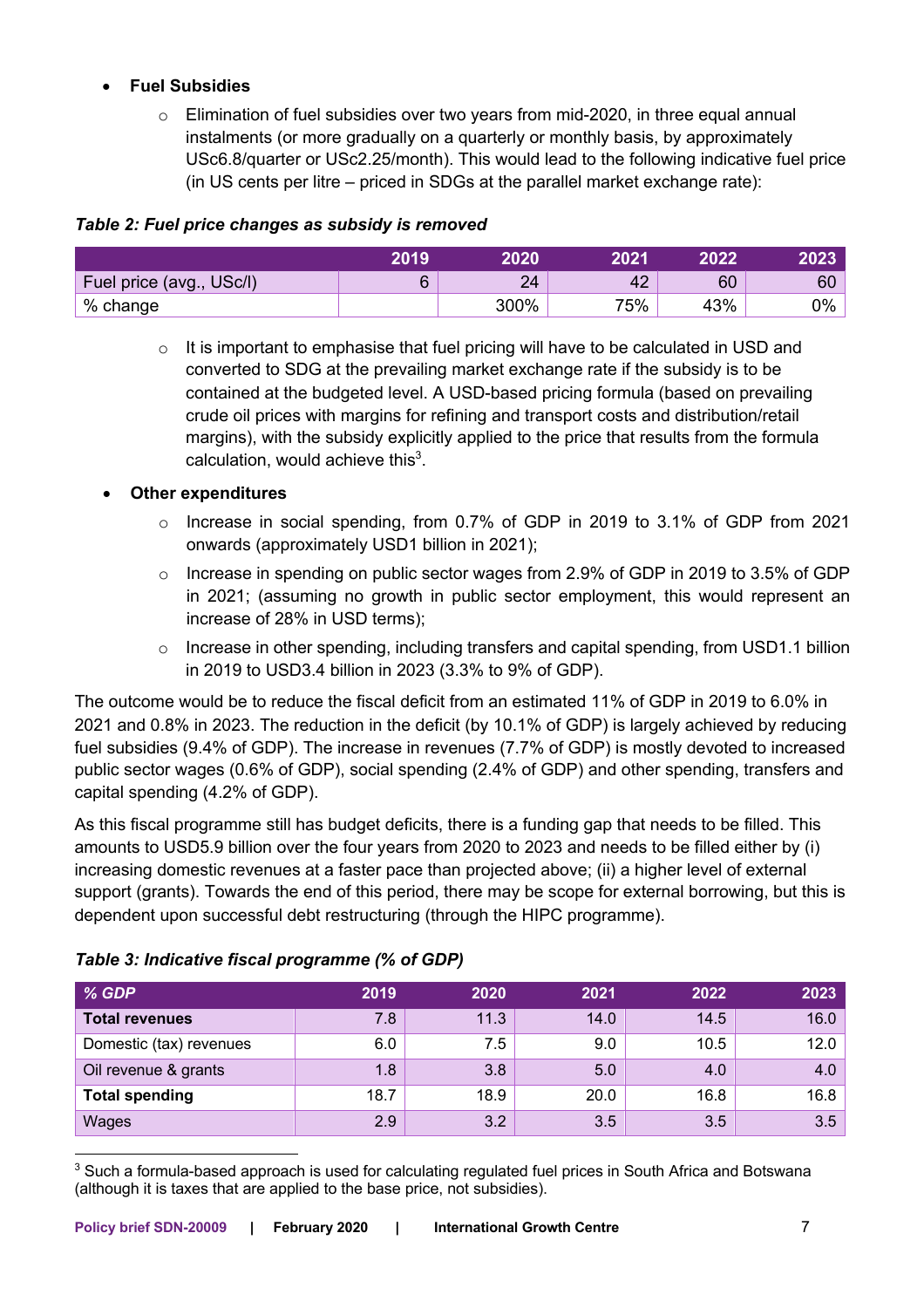- **Fuel Subsidies**
  - Elimination of fuel subsidies over two years from mid-2020, in three equal annual instalments (or more gradually on a quarterly or monthly basis, by approximately USc6.8/quarter or USc2.25/month). This would lead to the following indicative fuel price (in US cents per litre – priced in SDGs at the parallel market exchange rate):

***Table 2: Fuel price changes as subsidy is removed***

| | 2019 | 2020 | 2021 | 2022 | 2023 |
|---|---|---|---|---|---|
| Fuel price (avg., USc/l) | 6 | 24 | 42 | 60 | 60 |
| % change | | 300% | 75% | 43% | 0% |

  - It is important to emphasise that fuel pricing will have to be calculated in USD and converted to SDG at the prevailing market exchange rate if the subsidy is to be contained at the budgeted level. A USD-based pricing formula (based on prevailing crude oil prices with margins for refining and transport costs and distribution/retail margins), with the subsidy explicitly applied to the price that results from the formula calculation, would achieve this[3].

- **Other expenditures**
  - Increase in social spending, from 0.7% of GDP in 2019 to 3.1% of GDP from 2021 onwards (approximately USD1 billion in 2021);
  - Increase in spending on public sector wages from 2.9% of GDP in 2019 to 3.5% of GDP in 2021; (assuming no growth in public sector employment, this would represent an increase of 28% in USD terms);
  - Increase in other spending, including transfers and capital spending, from USD1.1 billion in 2019 to USD3.4 billion in 2023 (3.3% to 9% of GDP).

The outcome would be to reduce the fiscal deficit from an estimated 11% of GDP in 2019 to 6.0% in 2021 and 0.8% in 2023. The reduction in the deficit (by 10.1% of GDP) is largely achieved by reducing fuel subsidies (9.4% of GDP). The increase in revenues (7.7% of GDP) is mostly devoted to increased public sector wages (0.6% of GDP), social spending (2.4% of GDP) and other spending, transfers and capital spending (4.2% of GDP).

As this fiscal programme still has budget deficits, there is a funding gap that needs to be filled. This amounts to USD5.9 billion over the four years from 2020 to 2023 and needs to be filled either by (i) increasing domestic revenues at a faster pace than projected above; (ii) a higher level of external support (grants). Towards the end of this period, there may be scope for external borrowing, but this is dependent upon successful debt restructuring (through the HIPC programme).

***Table 3: Indicative fiscal programme (% of GDP)***

| *% GDP* | 2019 | 2020 | 2021 | 2022 | 2023 |
|---|---|---|---|---|---|
| **Total revenues** | 7.8 | 11.3 | 14.0 | 14.5 | 16.0 |
| Domestic (tax) revenues | 6.0 | 7.5 | 9.0 | 10.5 | 12.0 |
| Oil revenue & grants | 1.8 | 3.8 | 5.0 | 4.0 | 4.0 |
| **Total spending** | 18.7 | 18.9 | 20.0 | 16.8 | 16.8 |
| Wages | 2.9 | 3.2 | 3.5 | 3.5 | 3.5 |

[3] Such a formula-based approach is used for calculating regulated fuel prices in South Africa and Botswana (although it is taxes that are applied to the base price, not subsidies).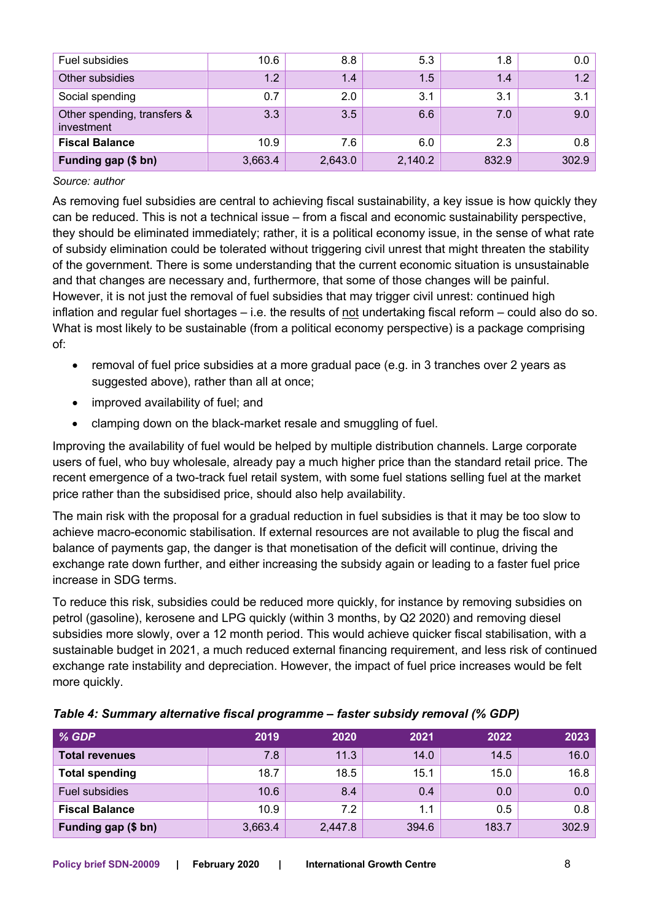| Fuel subsidies | 10.6 | 8.8 | 5.3 | 1.8 | 0.0 |
|---|---|---|---|---|---|
| Other subsidies | 1.2 | 1.4 | 1.5 | 1.4 | 1.2 |
| Social spending | 0.7 | 2.0 | 3.1 | 3.1 | 3.1 |
| Other spending, transfers & investment | 3.3 | 3.5 | 6.6 | 7.0 | 9.0 |
| **Fiscal Balance** | 10.9 | 7.6 | 6.0 | 2.3 | 0.8 |
| **Funding gap ($ bn)** | 3,663.4 | 2,643.0 | 2,140.2 | 832.9 | 302.9 |

*Source: author*

As removing fuel subsidies are central to achieving fiscal sustainability, a key issue is how quickly they can be reduced. This is not a technical issue – from a fiscal and economic sustainability perspective, they should be eliminated immediately; rather, it is a political economy issue, in the sense of what rate of subsidy elimination could be tolerated without triggering civil unrest that might threaten the stability of the government. There is some understanding that the current economic situation is unsustainable and that changes are necessary and, furthermore, that some of those changes will be painful. However, it is not just the removal of fuel subsidies that may trigger civil unrest: continued high inflation and regular fuel shortages – i.e. the results of <u>not</u> undertaking fiscal reform – could also do so. What is most likely to be sustainable (from a political economy perspective) is a package comprising of:

- removal of fuel price subsidies at a more gradual pace (e.g. in 3 tranches over 2 years as suggested above), rather than all at once;
- improved availability of fuel; and
- clamping down on the black-market resale and smuggling of fuel.

Improving the availability of fuel would be helped by multiple distribution channels. Large corporate users of fuel, who buy wholesale, already pay a much higher price than the standard retail price. The recent emergence of a two-track fuel retail system, with some fuel stations selling fuel at the market price rather than the subsidised price, should also help availability.

The main risk with the proposal for a gradual reduction in fuel subsidies is that it may be too slow to achieve macro-economic stabilisation. If external resources are not available to plug the fiscal and balance of payments gap, the danger is that monetisation of the deficit will continue, driving the exchange rate down further, and either increasing the subsidy again or leading to a faster fuel price increase in SDG terms.

To reduce this risk, subsidies could be reduced more quickly, for instance by removing subsidies on petrol (gasoline), kerosene and LPG quickly (within 3 months, by Q2 2020) and removing diesel subsidies more slowly, over a 12 month period. This would achieve quicker fiscal stabilisation, with a sustainable budget in 2021, a much reduced external financing requirement, and less risk of continued exchange rate instability and depreciation. However, the impact of fuel price increases would be felt more quickly.

***Table 4: Summary alternative fiscal programme – faster subsidy removal (% GDP)***

| *% GDP* | 2019 | 2020 | 2021 | 2022 | 2023 |
|---|---|---|---|---|---|
| **Total revenues** | 7.8 | 11.3 | 14.0 | 14.5 | 16.0 |
| **Total spending** | 18.7 | 18.5 | 15.1 | 15.0 | 16.8 |
| Fuel subsidies | 10.6 | 8.4 | 0.4 | 0.0 | 0.0 |
| **Fiscal Balance** | 10.9 | 7.2 | 1.1 | 0.5 | 0.8 |
| **Funding gap ($ bn)** | 3,663.4 | 2,447.8 | 394.6 | 183.7 | 302.9 |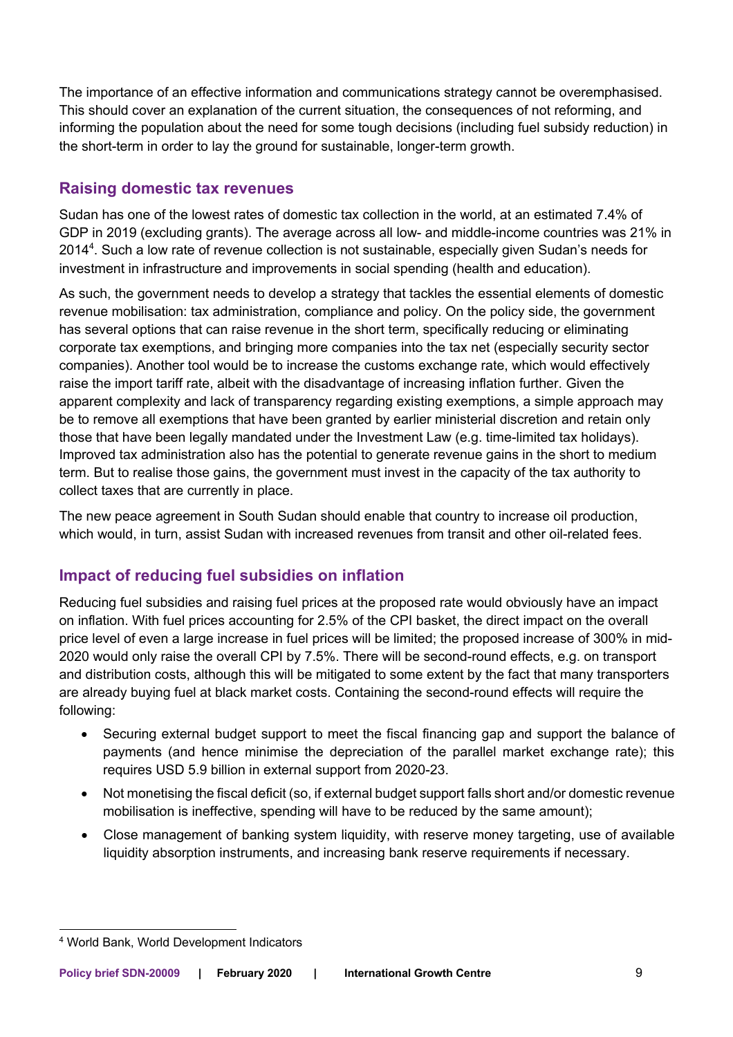The importance of an effective information and communications strategy cannot be overemphasised. This should cover an explanation of the current situation, the consequences of not reforming, and informing the population about the need for some tough decisions (including fuel subsidy reduction) in the short-term in order to lay the ground for sustainable, longer-term growth.

## Raising domestic tax revenues

Sudan has one of the lowest rates of domestic tax collection in the world, at an estimated 7.4% of GDP in 2019 (excluding grants). The average across all low- and middle-income countries was 21% in 2014[4]. Such a low rate of revenue collection is not sustainable, especially given Sudan's needs for investment in infrastructure and improvements in social spending (health and education).

As such, the government needs to develop a strategy that tackles the essential elements of domestic revenue mobilisation: tax administration, compliance and policy. On the policy side, the government has several options that can raise revenue in the short term, specifically reducing or eliminating corporate tax exemptions, and bringing more companies into the tax net (especially security sector companies). Another tool would be to increase the customs exchange rate, which would effectively raise the import tariff rate, albeit with the disadvantage of increasing inflation further. Given the apparent complexity and lack of transparency regarding existing exemptions, a simple approach may be to remove all exemptions that have been granted by earlier ministerial discretion and retain only those that have been legally mandated under the Investment Law (e.g. time-limited tax holidays). Improved tax administration also has the potential to generate revenue gains in the short to medium term. But to realise those gains, the government must invest in the capacity of the tax authority to collect taxes that are currently in place.

The new peace agreement in South Sudan should enable that country to increase oil production, which would, in turn, assist Sudan with increased revenues from transit and other oil-related fees.

## Impact of reducing fuel subsidies on inflation

Reducing fuel subsidies and raising fuel prices at the proposed rate would obviously have an impact on inflation. With fuel prices accounting for 2.5% of the CPI basket, the direct impact on the overall price level of even a large increase in fuel prices will be limited; the proposed increase of 300% in mid-2020 would only raise the overall CPI by 7.5%. There will be second-round effects, e.g. on transport and distribution costs, although this will be mitigated to some extent by the fact that many transporters are already buying fuel at black market costs. Containing the second-round effects will require the following:

- Securing external budget support to meet the fiscal financing gap and support the balance of payments (and hence minimise the depreciation of the parallel market exchange rate); this requires USD 5.9 billion in external support from 2020-23.
- Not monetising the fiscal deficit (so, if external budget support falls short and/or domestic revenue mobilisation is ineffective, spending will have to be reduced by the same amount);
- Close management of banking system liquidity, with reserve money targeting, use of available liquidity absorption instruments, and increasing bank reserve requirements if necessary.

[4] World Bank, World Development Indicators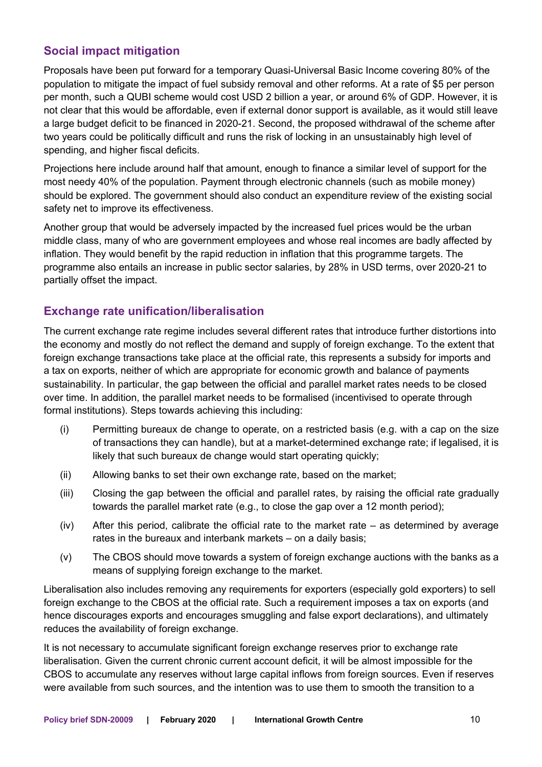## Social impact mitigation

Proposals have been put forward for a temporary Quasi-Universal Basic Income covering 80% of the population to mitigate the impact of fuel subsidy removal and other reforms. At a rate of $5 per person per month, such a QUBI scheme would cost USD 2 billion a year, or around 6% of GDP. However, it is not clear that this would be affordable, even if external donor support is available, as it would still leave a large budget deficit to be financed in 2020-21. Second, the proposed withdrawal of the scheme after two years could be politically difficult and runs the risk of locking in an unsustainably high level of spending, and higher fiscal deficits.

Projections here include around half that amount, enough to finance a similar level of support for the most needy 40% of the population. Payment through electronic channels (such as mobile money) should be explored. The government should also conduct an expenditure review of the existing social safety net to improve its effectiveness.

Another group that would be adversely impacted by the increased fuel prices would be the urban middle class, many of who are government employees and whose real incomes are badly affected by inflation. They would benefit by the rapid reduction in inflation that this programme targets. The programme also entails an increase in public sector salaries, by 28% in USD terms, over 2020-21 to partially offset the impact.

## Exchange rate unification/liberalisation

The current exchange rate regime includes several different rates that introduce further distortions into the economy and mostly do not reflect the demand and supply of foreign exchange. To the extent that foreign exchange transactions take place at the official rate, this represents a subsidy for imports and a tax on exports, neither of which are appropriate for economic growth and balance of payments sustainability. In particular, the gap between the official and parallel market rates needs to be closed over time. In addition, the parallel market needs to be formalised (incentivised to operate through formal institutions). Steps towards achieving this including:

(i) Permitting bureaux de change to operate, on a restricted basis (e.g. with a cap on the size of transactions they can handle), but at a market-determined exchange rate; if legalised, it is likely that such bureaux de change would start operating quickly;

(ii) Allowing banks to set their own exchange rate, based on the market;

(iii) Closing the gap between the official and parallel rates, by raising the official rate gradually towards the parallel market rate (e.g., to close the gap over a 12 month period);

(iv) After this period, calibrate the official rate to the market rate – as determined by average rates in the bureaux and interbank markets – on a daily basis;

(v) The CBOS should move towards a system of foreign exchange auctions with the banks as a means of supplying foreign exchange to the market.

Liberalisation also includes removing any requirements for exporters (especially gold exporters) to sell foreign exchange to the CBOS at the official rate. Such a requirement imposes a tax on exports (and hence discourages exports and encourages smuggling and false export declarations), and ultimately reduces the availability of foreign exchange.

It is not necessary to accumulate significant foreign exchange reserves prior to exchange rate liberalisation. Given the current chronic current account deficit, it will be almost impossible for the CBOS to accumulate any reserves without large capital inflows from foreign sources. Even if reserves were available from such sources, and the intention was to use them to smooth the transition to a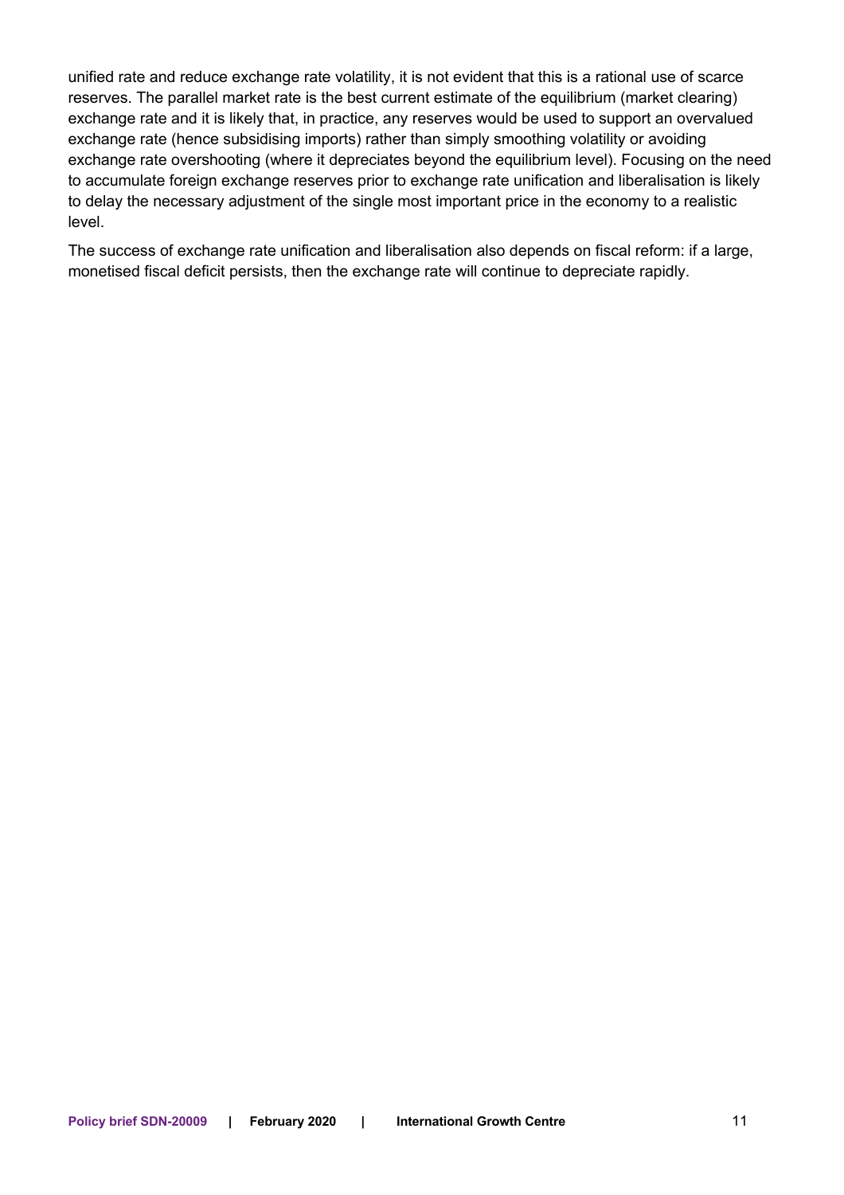unified rate and reduce exchange rate volatility, it is not evident that this is a rational use of scarce reserves. The parallel market rate is the best current estimate of the equilibrium (market clearing) exchange rate and it is likely that, in practice, any reserves would be used to support an overvalued exchange rate (hence subsidising imports) rather than simply smoothing volatility or avoiding exchange rate overshooting (where it depreciates beyond the equilibrium level). Focusing on the need to accumulate foreign exchange reserves prior to exchange rate unification and liberalisation is likely to delay the necessary adjustment of the single most important price in the economy to a realistic level.

The success of exchange rate unification and liberalisation also depends on fiscal reform: if a large, monetised fiscal deficit persists, then the exchange rate will continue to depreciate rapidly.